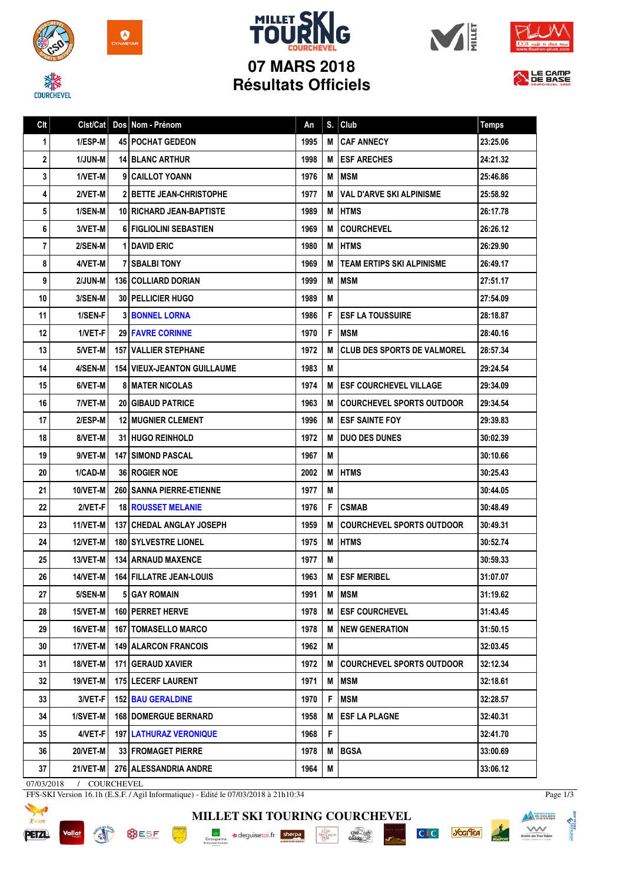# MILLET SKI TOURING COURCHEVEL

## 07 MARS 2018
## Résultats Officiels

| Clt | Clst/Cat | Dos | Nom - Prénom | An | S. | Club | Temps |
|---|---|---|---|---|---|---|---|
| 1 | 1/ESP-M | 45 | POCHAT GEDEON | 1995 | M | CAF ANNECY | 23:25.06 |
| 2 | 1/JUN-M | 14 | BLANC ARTHUR | 1998 | M | ESF ARECHES | 24:21.32 |
| 3 | 1/VET-M | 9 | CAILLOT YOANN | 1976 | M | MSM | 25:46.86 |
| 4 | 2/VET-M | 2 | BETTE JEAN-CHRISTOPHE | 1977 | M | VAL D'ARVE SKI ALPINISME | 25:58.92 |
| 5 | 1/SEN-M | 10 | RICHARD JEAN-BAPTISTE | 1989 | M | HTMS | 26:17.78 |
| 6 | 3/VET-M | 6 | FIGLIOLINI SEBASTIEN | 1969 | M | COURCHEVEL | 26:26.12 |
| 7 | 2/SEN-M | 1 | DAVID ERIC | 1980 | M | HTMS | 26:29.90 |
| 8 | 4/VET-M | 7 | SBALBI TONY | 1969 | M | TEAM ERTIPS SKI ALPINISME | 26:49.17 |
| 9 | 2/JUN-M | 136 | COLLIARD DORIAN | 1999 | M | MSM | 27:51.17 |
| 10 | 3/SEN-M | 30 | PELLICIER HUGO | 1989 | M | | 27:54.09 |
| 11 | 1/SEN-F | 3 | BONNEL LORNA | 1986 | F | ESF LA TOUSSUIRE | 28:18.87 |
| 12 | 1/VET-F | 29 | FAVRE CORINNE | 1970 | F | MSM | 28:40.16 |
| 13 | 5/VET-M | 157 | VALLIER STEPHANE | 1972 | M | CLUB DES SPORTS DE VALMOREL | 28:57.34 |
| 14 | 4/SEN-M | 154 | VIEUX-JEANTON GUILLAUME | 1983 | M | | 29:24.54 |
| 15 | 6/VET-M | 8 | MATER NICOLAS | 1974 | M | ESF COURCHEVEL VILLAGE | 29:34.09 |
| 16 | 7/VET-M | 20 | GIBAUD PATRICE | 1963 | M | COURCHEVEL SPORTS OUTDOOR | 29:34.54 |
| 17 | 2/ESP-M | 12 | MUGNIER CLEMENT | 1996 | M | ESF SAINTE FOY | 29:39.83 |
| 18 | 8/VET-M | 31 | HUGO REINHOLD | 1972 | M | DUO DES DUNES | 30:02.39 |
| 19 | 9/VET-M | 147 | SIMOND PASCAL | 1967 | M | | 30:10.66 |
| 20 | 1/CAD-M | 36 | ROGIER NOE | 2002 | M | HTMS | 30:25.43 |
| 21 | 10/VET-M | 260 | SANNA PIERRE-ETIENNE | 1977 | M | | 30:44.05 |
| 22 | 2/VET-F | 18 | ROUSSET MELANIE | 1976 | F | CSMAB | 30:48.49 |
| 23 | 11/VET-M | 137 | CHEDAL ANGLAY JOSEPH | 1959 | M | COURCHEVEL SPORTS OUTDOOR | 30:49.31 |
| 24 | 12/VET-M | 180 | SYLVESTRE LIONEL | 1975 | M | HTMS | 30:52.74 |
| 25 | 13/VET-M | 134 | ARNAUD MAXENCE | 1977 | M | | 30:59.33 |
| 26 | 14/VET-M | 164 | FILLATRE JEAN-LOUIS | 1963 | M | ESF MERIBEL | 31:07.07 |
| 27 | 5/SEN-M | 5 | GAY ROMAIN | 1991 | M | MSM | 31:19.62 |
| 28 | 15/VET-M | 160 | PERRET HERVE | 1978 | M | ESF COURCHEVEL | 31:43.45 |
| 29 | 16/VET-M | 167 | TOMASELLO MARCO | 1978 | M | NEW GENERATION | 31:50.15 |
| 30 | 17/VET-M | 149 | ALARCON FRANCOIS | 1962 | M | | 32:03.45 |
| 31 | 18/VET-M | 171 | GERAUD XAVIER | 1972 | M | COURCHEVEL SPORTS OUTDOOR | 32:12.34 |
| 32 | 19/VET-M | 175 | LECERF LAURENT | 1971 | M | MSM | 32:18.61 |
| 33 | 3/VET-F | 152 | BAU GERALDINE | 1970 | F | MSM | 32:28.57 |
| 34 | 1/SVET-M | 168 | DOMERGUE BERNARD | 1958 | M | ESF LA PLAGNE | 32:40.31 |
| 35 | 4/VET-F | 197 | LATHURAZ VERONIQUE | 1968 | F | | 32:41.70 |
| 36 | 20/VET-M | 33 | FROMAGET PIERRE | 1978 | M | BGSA | 33:00.69 |
| 37 | 21/VET-M | 276 | ALESSANDRIA ANDRE | 1964 | M | | 33:06.12 |

07/03/2018 / COURCHEVEL

FFS-SKI Version 16.1h (E.S.F. / Agil Informatique) - Edité le 07/03/2018 à 21h10:34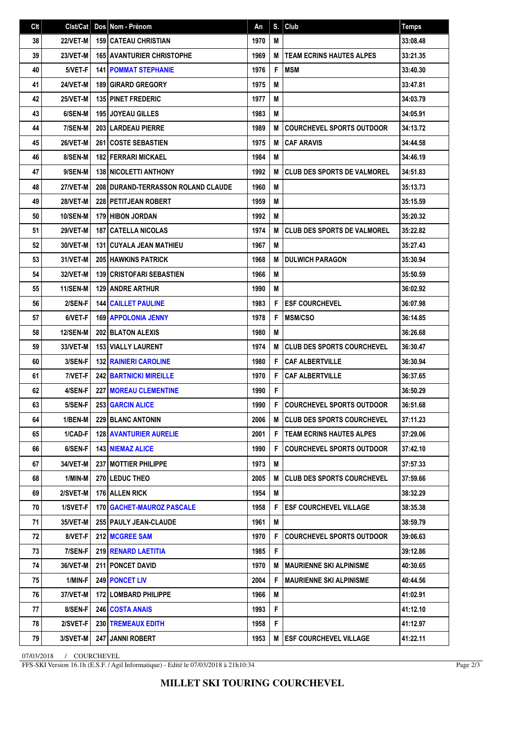| Clt | Clst/Cat | Dos | Nom - Prénom | An | S. | Club | Temps |
|---|---|---|---|---|---|---|---|
| 38 | 22/VET-M | 159 | CATEAU CHRISTIAN | 1970 | M | | 33:08.48 |
| 39 | 23/VET-M | 165 | AVANTURIER CHRISTOPHE | 1969 | M | TEAM ECRINS HAUTES ALPES | 33:21.35 |
| 40 | 5/VET-F | 141 | POMMAT STEPHANIE | 1976 | F | MSM | 33:40.30 |
| 41 | 24/VET-M | 189 | GIRARD GREGORY | 1975 | M | | 33:47.81 |
| 42 | 25/VET-M | 135 | PINET FREDERIC | 1977 | M | | 34:03.79 |
| 43 | 6/SEN-M | 195 | JOYEAU GILLES | 1983 | M | | 34:05.91 |
| 44 | 7/SEN-M | 203 | LARDEAU PIERRE | 1989 | M | COURCHEVEL SPORTS OUTDOOR | 34:13.72 |
| 45 | 26/VET-M | 261 | COSTE SEBASTIEN | 1975 | M | CAF ARAVIS | 34:44.58 |
| 46 | 8/SEN-M | 182 | FERRARI MICKAEL | 1984 | M | | 34:46.19 |
| 47 | 9/SEN-M | 138 | NICOLETTI ANTHONY | 1992 | M | CLUB DES SPORTS DE VALMOREL | 34:51.83 |
| 48 | 27/VET-M | 208 | DURAND-TERRASSON ROLAND CLAUDE | 1960 | M | | 35:13.73 |
| 49 | 28/VET-M | 228 | PETITJEAN ROBERT | 1959 | M | | 35:15.59 |
| 50 | 10/SEN-M | 179 | HIBON JORDAN | 1992 | M | | 35:20.32 |
| 51 | 29/VET-M | 187 | CATELLA NICOLAS | 1974 | M | CLUB DES SPORTS DE VALMOREL | 35:22.82 |
| 52 | 30/VET-M | 131 | CUYALA JEAN MATHIEU | 1967 | M | | 35:27.43 |
| 53 | 31/VET-M | 205 | HAWKINS PATRICK | 1968 | M | DULWICH PARAGON | 35:30.94 |
| 54 | 32/VET-M | 139 | CRISTOFARI SEBASTIEN | 1966 | M | | 35:50.59 |
| 55 | 11/SEN-M | 129 | ANDRE ARTHUR | 1990 | M | | 36:02.92 |
| 56 | 2/SEN-F | 144 | CAILLET PAULINE | 1983 | F | ESF COURCHEVEL | 36:07.98 |
| 57 | 6/VET-F | 169 | APPOLONIA JENNY | 1978 | F | MSM/CSO | 36:14.85 |
| 58 | 12/SEN-M | 202 | BLATON ALEXIS | 1980 | M | | 36:26.68 |
| 59 | 33/VET-M | 153 | VIALLY LAURENT | 1974 | M | CLUB DES SPORTS COURCHEVEL | 36:30.47 |
| 60 | 3/SEN-F | 132 | RAINIERI CAROLINE | 1980 | F | CAF ALBERTVILLE | 36:30.94 |
| 61 | 7/VET-F | 242 | BARTNICKI MIREILLE | 1970 | F | CAF ALBERTVILLE | 36:37.65 |
| 62 | 4/SEN-F | 227 | MOREAU CLEMENTINE | 1990 | F | | 36:50.29 |
| 63 | 5/SEN-F | 253 | GARCIN ALICE | 1990 | F | COURCHEVEL SPORTS OUTDOOR | 36:51.68 |
| 64 | 1/BEN-M | 229 | BLANC ANTONIN | 2006 | M | CLUB DES SPORTS COURCHEVEL | 37:11.23 |
| 65 | 1/CAD-F | 128 | AVANTURIER AURELIE | 2001 | F | TEAM ECRINS HAUTES ALPES | 37:29.06 |
| 66 | 6/SEN-F | 143 | NIEMAZ ALICE | 1990 | F | COURCHEVEL SPORTS OUTDOOR | 37:42.10 |
| 67 | 34/VET-M | 237 | MOTTIER PHILIPPE | 1973 | M | | 37:57.33 |
| 68 | 1/MIN-M | 270 | LEDUC THEO | 2005 | M | CLUB DES SPORTS COURCHEVEL | 37:59.66 |
| 69 | 2/SVET-M | 176 | ALLEN RICK | 1954 | M | | 38:32.29 |
| 70 | 1/SVET-F | 170 | GACHET-MAUROZ PASCALE | 1958 | F | ESF COURCHEVEL VILLAGE | 38:35.38 |
| 71 | 35/VET-M | 255 | PAULY JEAN-CLAUDE | 1961 | M | | 38:59.79 |
| 72 | 8/VET-F | 212 | MCGREE SAM | 1970 | F | COURCHEVEL SPORTS OUTDOOR | 39:06.63 |
| 73 | 7/SEN-F | 219 | RENARD LAETITIA | 1985 | F | | 39:12.86 |
| 74 | 36/VET-M | 211 | PONCET DAVID | 1970 | M | MAURIENNE SKI ALPINISME | 40:30.65 |
| 75 | 1/MIN-F | 249 | PONCET LIV | 2004 | F | MAURIENNE SKI ALPINISME | 40:44.56 |
| 76 | 37/VET-M | 172 | LOMBARD PHILIPPE | 1966 | M | | 41:02.91 |
| 77 | 8/SEN-F | 246 | COSTA ANAIS | 1993 | F | | 41:12.10 |
| 78 | 2/SVET-F | 230 | TREMEAUX EDITH | 1958 | F | | 41:12.97 |
| 79 | 3/SVET-M | 247 | JANNI ROBERT | 1953 | M | ESF COURCHEVEL VILLAGE | 41:22.11 |

07/03/2018 / COURCHEVEL

FFS-SKI Version 16.1h (E.S.F. / Agil Informatique) - Edité le 07/03/2018 à 21h10:34

**MILLET SKI TOURING COURCHEVEL**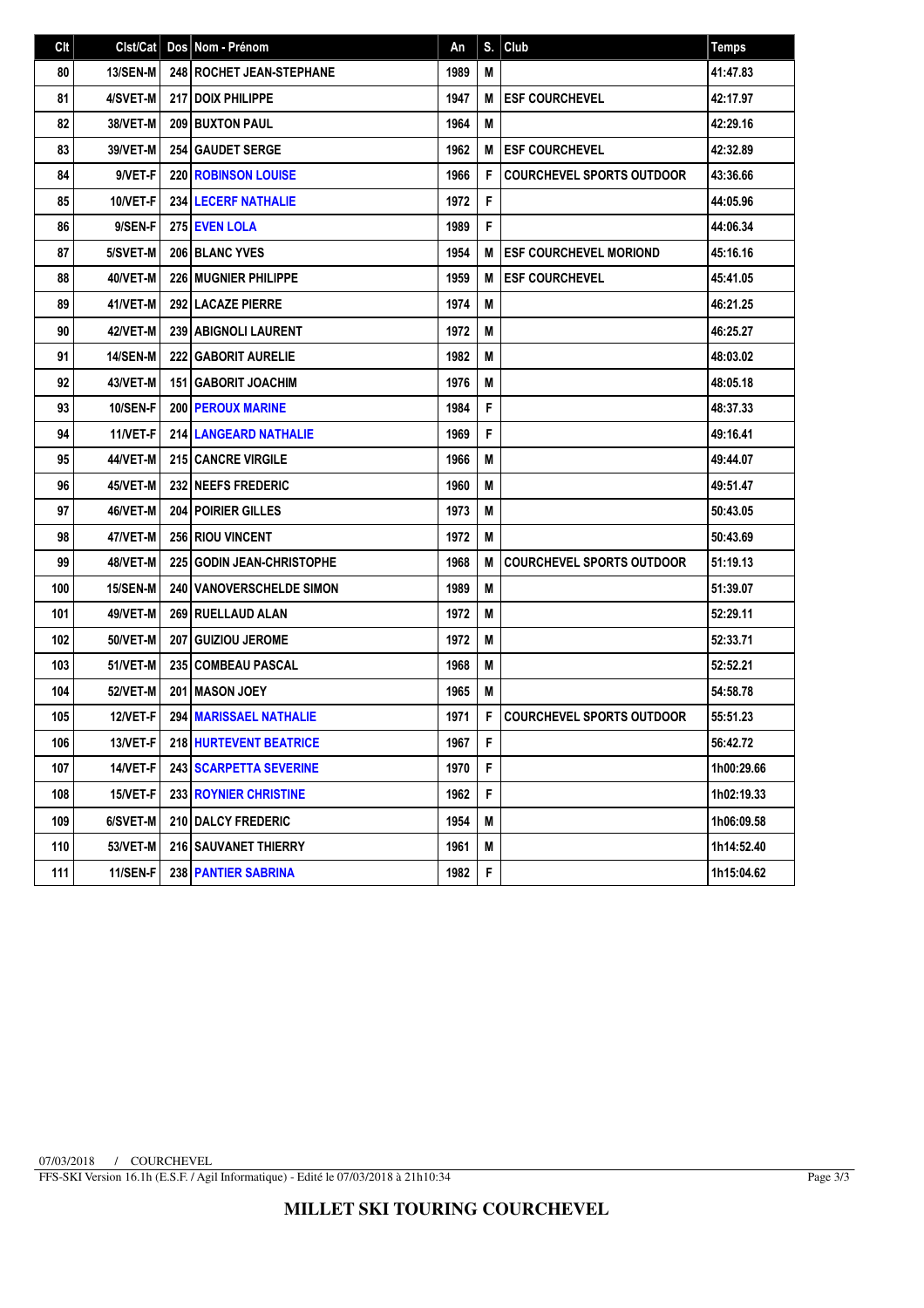| Clt | Clst/Cat | Dos | Nom - Prénom | An | S. | Club | Temps |
|---|---|---|---|---|---|---|---|
| 80 | 13/SEN-M | 248 | ROCHET JEAN-STEPHANE | 1989 | M | | 41:47.83 |
| 81 | 4/SVET-M | 217 | DOIX PHILIPPE | 1947 | M | ESF COURCHEVEL | 42:17.97 |
| 82 | 38/VET-M | 209 | BUXTON PAUL | 1964 | M | | 42:29.16 |
| 83 | 39/VET-M | 254 | GAUDET SERGE | 1962 | M | ESF COURCHEVEL | 42:32.89 |
| 84 | 9/VET-F | 220 | ROBINSON LOUISE | 1966 | F | COURCHEVEL SPORTS OUTDOOR | 43:36.66 |
| 85 | 10/VET-F | 234 | LECERF NATHALIE | 1972 | F | | 44:05.96 |
| 86 | 9/SEN-F | 275 | EVEN LOLA | 1989 | F | | 44:06.34 |
| 87 | 5/SVET-M | 206 | BLANC YVES | 1954 | M | ESF COURCHEVEL MORIOND | 45:16.16 |
| 88 | 40/VET-M | 226 | MUGNIER PHILIPPE | 1959 | M | ESF COURCHEVEL | 45:41.05 |
| 89 | 41/VET-M | 292 | LACAZE PIERRE | 1974 | M | | 46:21.25 |
| 90 | 42/VET-M | 239 | ABIGNOLI LAURENT | 1972 | M | | 46:25.27 |
| 91 | 14/SEN-M | 222 | GABORIT AURELIE | 1982 | M | | 48:03.02 |
| 92 | 43/VET-M | 151 | GABORIT JOACHIM | 1976 | M | | 48:05.18 |
| 93 | 10/SEN-F | 200 | PEROUX MARINE | 1984 | F | | 48:37.33 |
| 94 | 11/VET-F | 214 | LANGEARD NATHALIE | 1969 | F | | 49:16.41 |
| 95 | 44/VET-M | 215 | CANCRE VIRGILE | 1966 | M | | 49:44.07 |
| 96 | 45/VET-M | 232 | NEEFS FREDERIC | 1960 | M | | 49:51.47 |
| 97 | 46/VET-M | 204 | POIRIER GILLES | 1973 | M | | 50:43.05 |
| 98 | 47/VET-M | 256 | RIOU VINCENT | 1972 | M | | 50:43.69 |
| 99 | 48/VET-M | 225 | GODIN JEAN-CHRISTOPHE | 1968 | M | COURCHEVEL SPORTS OUTDOOR | 51:19.13 |
| 100 | 15/SEN-M | 240 | VANOVERSCHELDE SIMON | 1989 | M | | 51:39.07 |
| 101 | 49/VET-M | 269 | RUELLAUD ALAN | 1972 | M | | 52:29.11 |
| 102 | 50/VET-M | 207 | GUIZIOU JEROME | 1972 | M | | 52:33.71 |
| 103 | 51/VET-M | 235 | COMBEAU PASCAL | 1968 | M | | 52:52.21 |
| 104 | 52/VET-M | 201 | MASON JOEY | 1965 | M | | 54:58.78 |
| 105 | 12/VET-F | 294 | MARISSAEL NATHALIE | 1971 | F | COURCHEVEL SPORTS OUTDOOR | 55:51.23 |
| 106 | 13/VET-F | 218 | HURTEVENT BEATRICE | 1967 | F | | 56:42.72 |
| 107 | 14/VET-F | 243 | SCARPETTA SEVERINE | 1970 | F | | 1h00:29.66 |
| 108 | 15/VET-F | 233 | ROYNIER CHRISTINE | 1962 | F | | 1h02:19.33 |
| 109 | 6/SVET-M | 210 | DALCY FREDERIC | 1954 | M | | 1h06:09.58 |
| 110 | 53/VET-M | 216 | SAUVANET THIERRY | 1961 | M | | 1h14:52.40 |
| 111 | 11/SEN-F | 238 | PANTIER SABRINA | 1982 | F | | 1h15:04.62 |

07/03/2018 / COURCHEVEL

FFS-SKI Version 16.1h (E.S.F. / Agil Informatique) - Edité le 07/03/2018 à 21h10:34

**MILLET SKI TOURING COURCHEVEL**